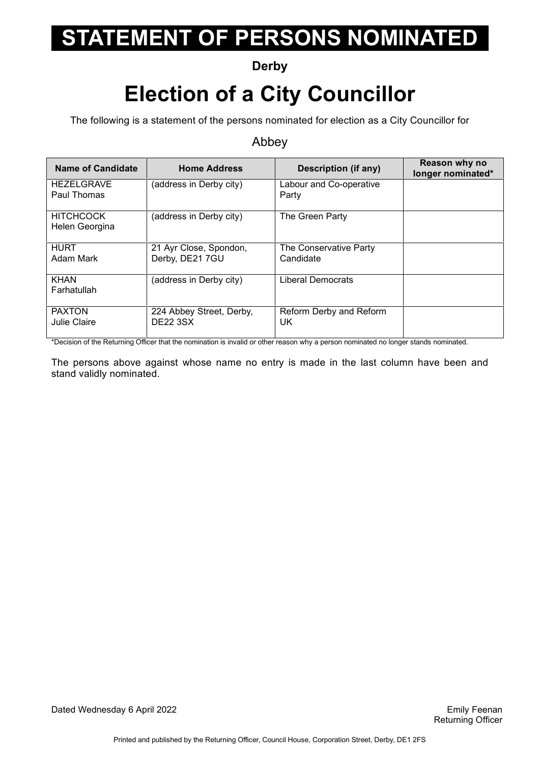# STATEMENT OF PERSONS NOMINATED

**Derby**

# Election of a City Councillor

The following is a statement of the persons nominated for election as a City Councillor for

Abbey

| Name of Candidate | Home Address | Description (if any) | Reason why no longer nominated* |
|---|---|---|---|
| HEZELGRAVE Paul Thomas | (address in Derby city) | Labour and Co-operative Party | |
| HITCHCOCK Helen Georgina | (address in Derby city) | The Green Party | |
| HURT Adam Mark | 21 Ayr Close, Spondon, Derby, DE21 7GU | The Conservative Party Candidate | |
| KHAN Farhatullah | (address in Derby city) | Liberal Democrats | |
| PAXTON Julie Claire | 224 Abbey Street, Derby, DE22 3SX | Reform Derby and Reform UK | |

*Decision of the Returning Officer that the nomination is invalid or other reason why a person nominated no longer stands nominated.

The persons above against whose name no entry is made in the last column have been and stand validly nominated.

Dated Wednesday 6 April 2022

Emily Feenan
Returning Officer

Printed and published by the Returning Officer, Council House, Corporation Street, Derby, DE1 2FS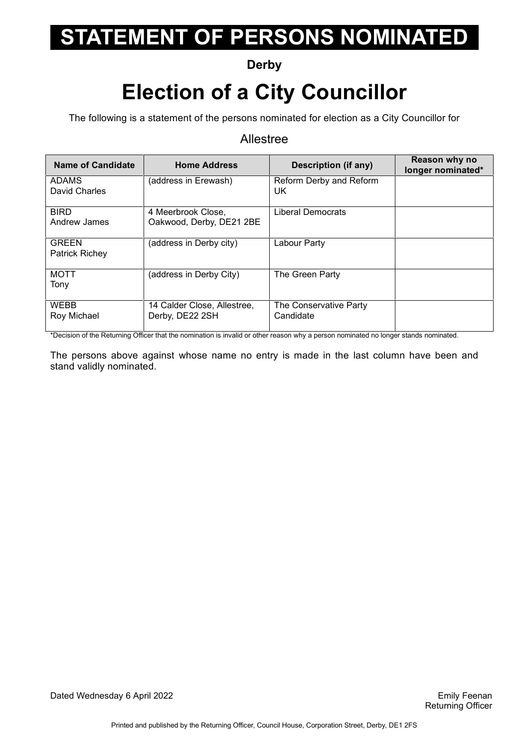# STATEMENT OF PERSONS NOMINATED

**Derby**

# Election of a City Councillor

The following is a statement of the persons nominated for election as a City Councillor for

## Allestree

| Name of Candidate | Home Address | Description (if any) | Reason why no longer nominated* |
|---|---|---|---|
| ADAMS<br>David Charles | (address in Erewash) | Reform Derby and Reform UK | |
| BIRD<br>Andrew James | 4 Meerbrook Close, Oakwood, Derby, DE21 2BE | Liberal Democrats | |
| GREEN<br>Patrick Richey | (address in Derby city) | Labour Party | |
| MOTT<br>Tony | (address in Derby City) | The Green Party | |
| WEBB<br>Roy Michael | 14 Calder Close, Allestree, Derby, DE22 2SH | The Conservative Party Candidate | |

*Decision of the Returning Officer that the nomination is invalid or other reason why a person nominated no longer stands nominated.

The persons above against whose name no entry is made in the last column have been and stand validly nominated.

Dated Wednesday 6 April 2022

Emily Feenan
Returning Officer

Printed and published by the Returning Officer, Council House, Corporation Street, Derby, DE1 2FS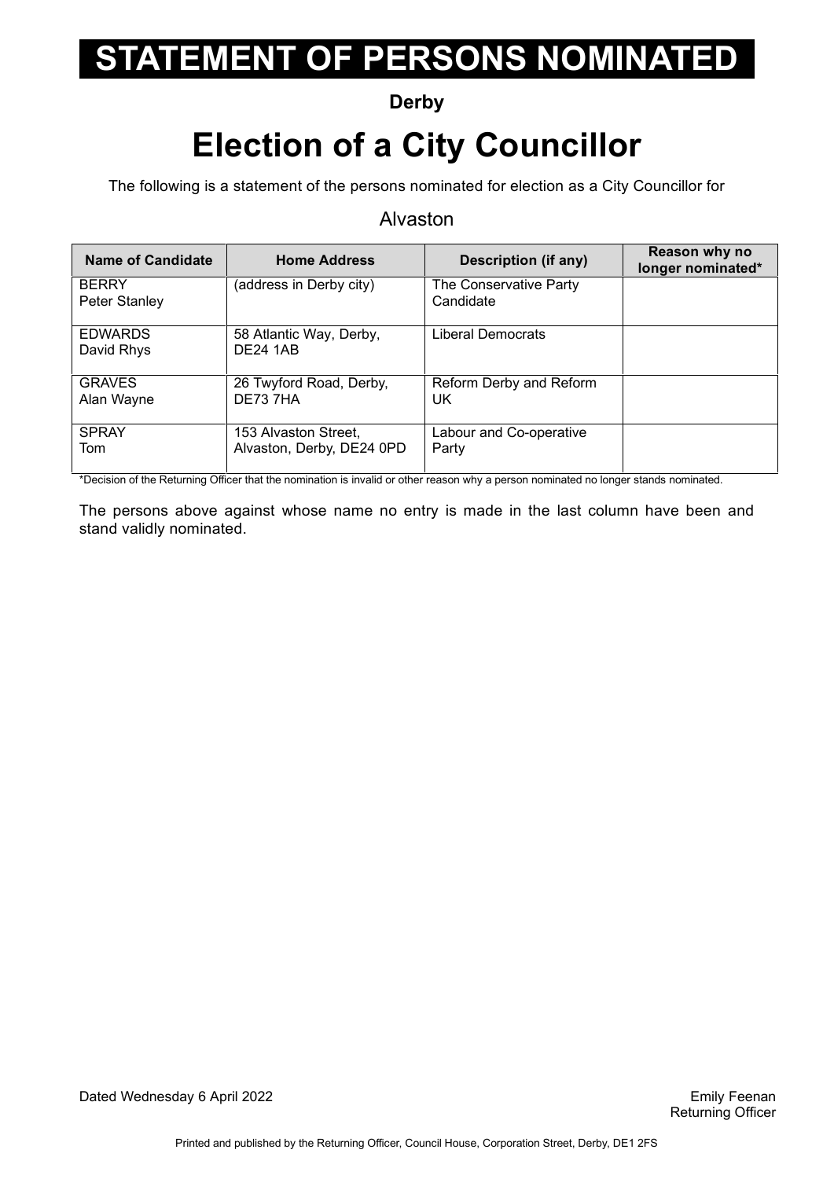# STATEMENT OF PERSONS NOMINATED

**Derby**

# Election of a City Councillor

The following is a statement of the persons nominated for election as a City Councillor for

## Alvaston

| Name of Candidate | Home Address | Description (if any) | Reason why no longer nominated* |
|---|---|---|---|
| BERRY<br>Peter Stanley | (address in Derby city) | The Conservative Party Candidate | |
| EDWARDS<br>David Rhys | 58 Atlantic Way, Derby, DE24 1AB | Liberal Democrats | |
| GRAVES<br>Alan Wayne | 26 Twyford Road, Derby, DE73 7HA | Reform Derby and Reform UK | |
| SPRAY<br>Tom | 153 Alvaston Street, Alvaston, Derby, DE24 0PD | Labour and Co-operative Party | |

*Decision of the Returning Officer that the nomination is invalid or other reason why a person nominated no longer stands nominated.

The persons above against whose name no entry is made in the last column have been and stand validly nominated.

Dated Wednesday 6 April 2022

Emily Feenan
Returning Officer

Printed and published by the Returning Officer, Council House, Corporation Street, Derby, DE1 2FS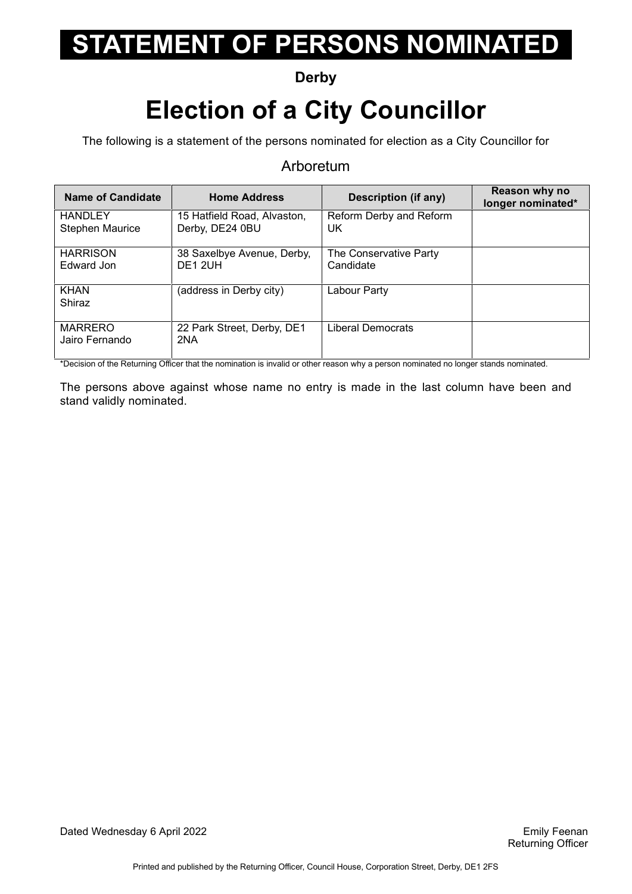# STATEMENT OF PERSONS NOMINATED

**Derby**

# Election of a City Councillor

The following is a statement of the persons nominated for election as a City Councillor for

## Arboretum

| Name of Candidate | Home Address | Description (if any) | Reason why no longer nominated* |
|---|---|---|---|
| HANDLEY<br>Stephen Maurice | 15 Hatfield Road, Alvaston, Derby, DE24 0BU | Reform Derby and Reform UK | |
| HARRISON<br>Edward Jon | 38 Saxelbye Avenue, Derby, DE1 2UH | The Conservative Party Candidate | |
| KHAN<br>Shiraz | (address in Derby city) | Labour Party | |
| MARRERO<br>Jairo Fernando | 22 Park Street, Derby, DE1 2NA | Liberal Democrats | |

*Decision of the Returning Officer that the nomination is invalid or other reason why a person nominated no longer stands nominated.

The persons above against whose name no entry is made in the last column have been and stand validly nominated.

Dated Wednesday 6 April 2022

Emily Feenan
Returning Officer

Printed and published by the Returning Officer, Council House, Corporation Street, Derby, DE1 2FS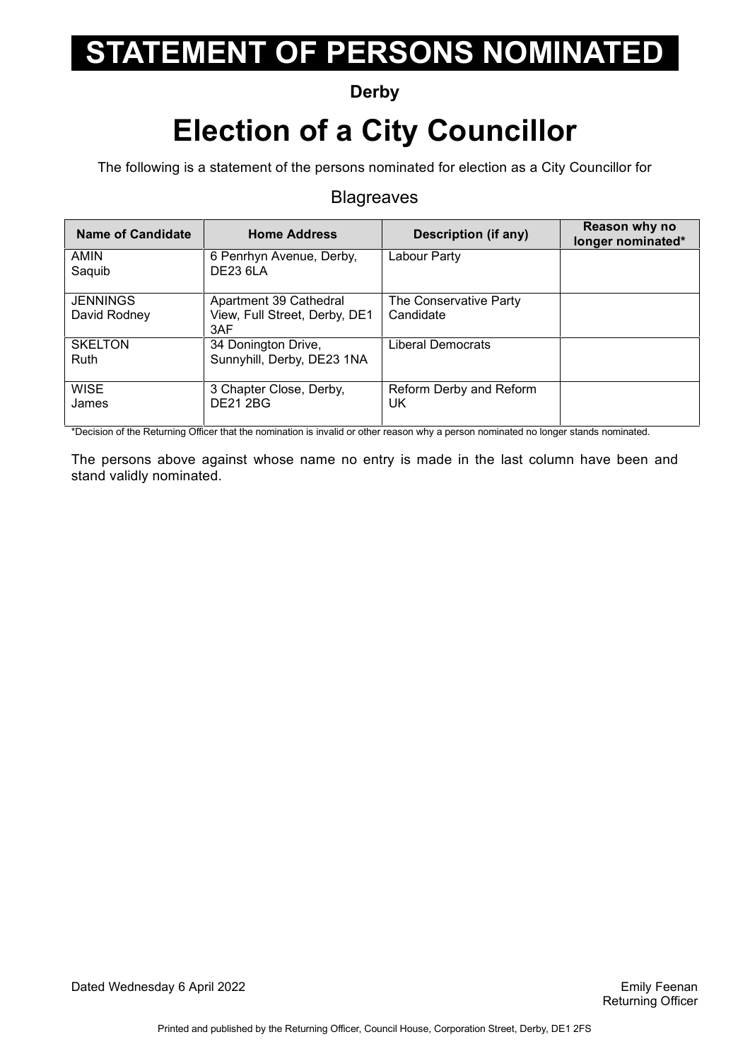# STATEMENT OF PERSONS NOMINATED

**Derby**

# Election of a City Councillor

The following is a statement of the persons nominated for election as a City Councillor for

## Blagreaves

| Name of Candidate | Home Address | Description (if any) | Reason why no longer nominated* |
|---|---|---|---|
| AMIN Saquib | 6 Penrhyn Avenue, Derby, DE23 6LA | Labour Party | |
| JENNINGS David Rodney | Apartment 39 Cathedral View, Full Street, Derby, DE1 3AF | The Conservative Party Candidate | |
| SKELTON Ruth | 34 Donington Drive, Sunnyhill, Derby, DE23 1NA | Liberal Democrats | |
| WISE James | 3 Chapter Close, Derby, DE21 2BG | Reform Derby and Reform UK | |

*Decision of the Returning Officer that the nomination is invalid or other reason why a person nominated no longer stands nominated.

The persons above against whose name no entry is made in the last column have been and stand validly nominated.

Dated Wednesday 6 April 2022

Emily Feenan
Returning Officer

Printed and published by the Returning Officer, Council House, Corporation Street, Derby, DE1 2FS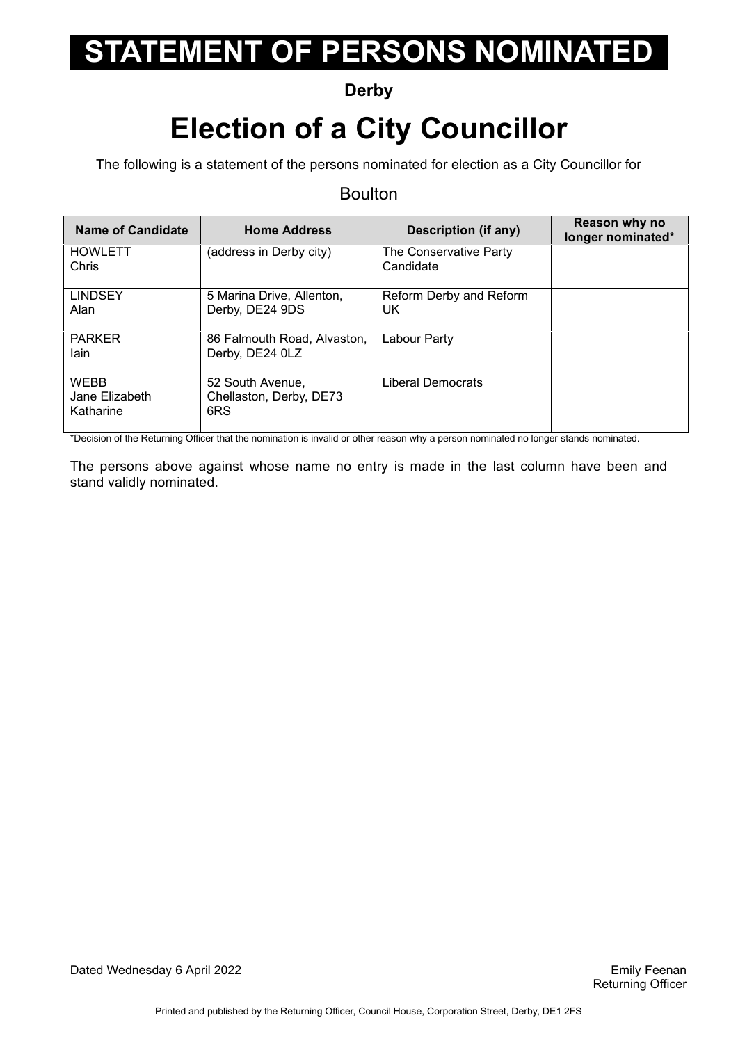# STATEMENT OF PERSONS NOMINATED

**Derby**

# Election of a City Councillor

The following is a statement of the persons nominated for election as a City Councillor for

Boulton

| Name of Candidate | Home Address | Description (if any) | Reason why no longer nominated* |
|---|---|---|---|
| HOWLETT Chris | (address in Derby city) | The Conservative Party Candidate | |
| LINDSEY Alan | 5 Marina Drive, Allenton, Derby, DE24 9DS | Reform Derby and Reform UK | |
| PARKER Iain | 86 Falmouth Road, Alvaston, Derby, DE24 0LZ | Labour Party | |
| WEBB Jane Elizabeth Katharine | 52 South Avenue, Chellaston, Derby, DE73 6RS | Liberal Democrats | |

*Decision of the Returning Officer that the nomination is invalid or other reason why a person nominated no longer stands nominated.

The persons above against whose name no entry is made in the last column have been and stand validly nominated.

Dated Wednesday 6 April 2022

Emily Feenan
Returning Officer

Printed and published by the Returning Officer, Council House, Corporation Street, Derby, DE1 2FS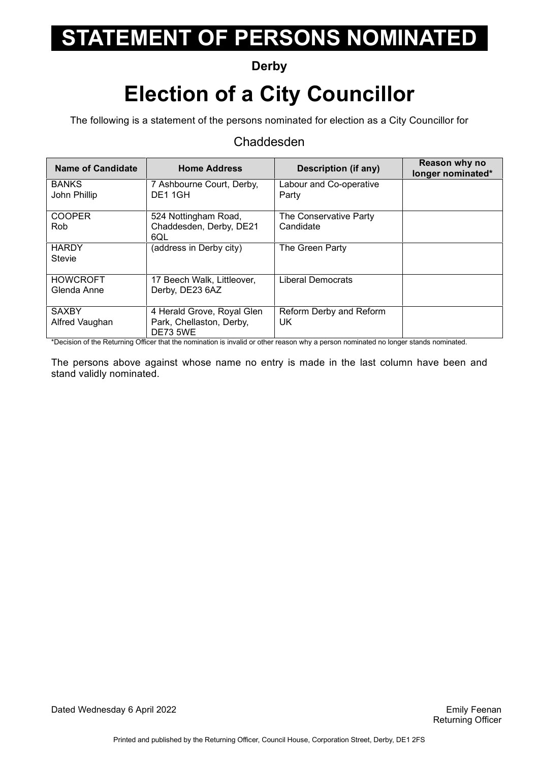# STATEMENT OF PERSONS NOMINATED

**Derby**

# Election of a City Councillor

The following is a statement of the persons nominated for election as a City Councillor for

Chaddesden

| Name of Candidate | Home Address | Description (if any) | Reason why no longer nominated* |
|---|---|---|---|
| BANKS John Phillip | 7 Ashbourne Court, Derby, DE1 1GH | Labour and Co-operative Party | |
| COOPER Rob | 524 Nottingham Road, Chaddesden, Derby, DE21 6QL | The Conservative Party Candidate | |
| HARDY Stevie | (address in Derby city) | The Green Party | |
| HOWCROFT Glenda Anne | 17 Beech Walk, Littleover, Derby, DE23 6AZ | Liberal Democrats | |
| SAXBY Alfred Vaughan | 4 Herald Grove, Royal Glen Park, Chellaston, Derby, DE73 5WE | Reform Derby and Reform UK | |

*Decision of the Returning Officer that the nomination is invalid or other reason why a person nominated no longer stands nominated.

The persons above against whose name no entry is made in the last column have been and stand validly nominated.

Dated Wednesday 6 April 2022

Emily Feenan
Returning Officer

Printed and published by the Returning Officer, Council House, Corporation Street, Derby, DE1 2FS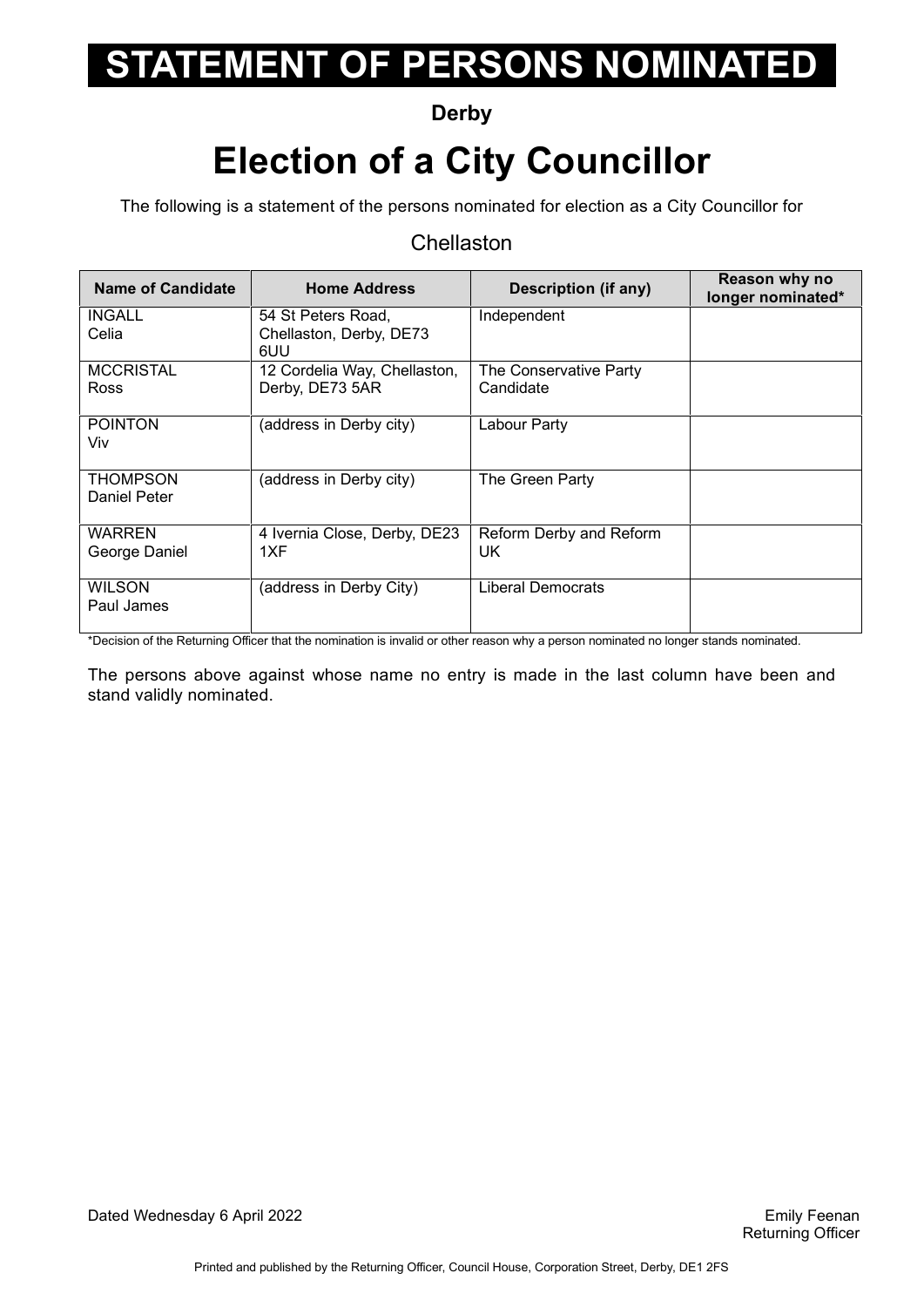# STATEMENT OF PERSONS NOMINATED

**Derby**

# Election of a City Councillor

The following is a statement of the persons nominated for election as a City Councillor for

Chellaston

| Name of Candidate | Home Address | Description (if any) | Reason why no longer nominated* |
|---|---|---|---|
| INGALL Celia | 54 St Peters Road, Chellaston, Derby, DE73 6UU | Independent | |
| MCCRISTAL Ross | 12 Cordelia Way, Chellaston, Derby, DE73 5AR | The Conservative Party Candidate | |
| POINTON Viv | (address in Derby city) | Labour Party | |
| THOMPSON Daniel Peter | (address in Derby city) | The Green Party | |
| WARREN George Daniel | 4 Ivernia Close, Derby, DE23 1XF | Reform Derby and Reform UK | |
| WILSON Paul James | (address in Derby City) | Liberal Democrats | |

*Decision of the Returning Officer that the nomination is invalid or other reason why a person nominated no longer stands nominated.

The persons above against whose name no entry is made in the last column have been and stand validly nominated.

Dated Wednesday 6 April 2022

Emily Feenan
Returning Officer

Printed and published by the Returning Officer, Council House, Corporation Street, Derby, DE1 2FS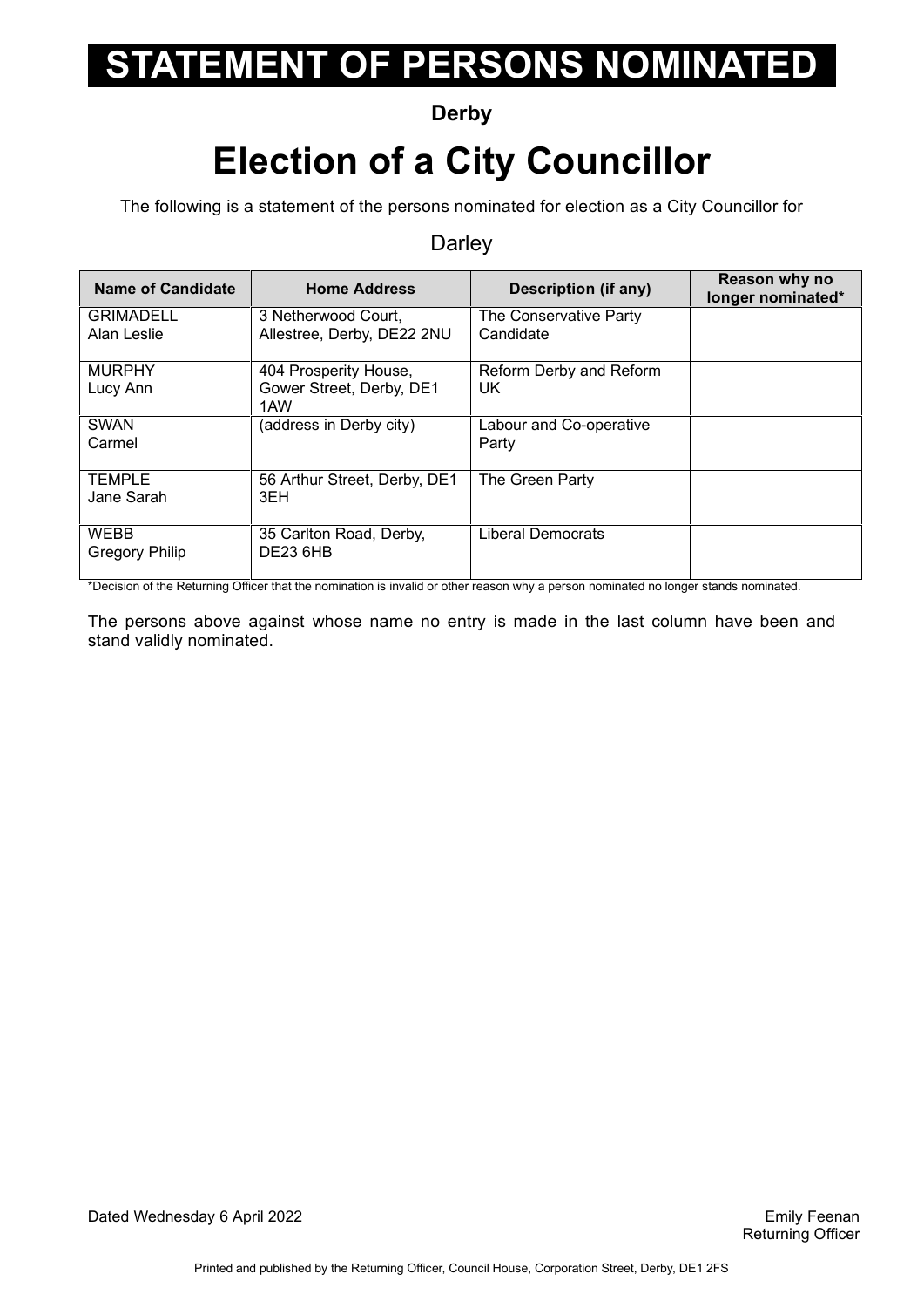# STATEMENT OF PERSONS NOMINATED

**Derby**

# Election of a City Councillor

The following is a statement of the persons nominated for election as a City Councillor for

Darley

| Name of Candidate | Home Address | Description (if any) | Reason why no longer nominated* |
|---|---|---|---|
| GRIMADELL<br>Alan Leslie | 3 Netherwood Court, Allestree, Derby, DE22 2NU | The Conservative Party Candidate | |
| MURPHY<br>Lucy Ann | 404 Prosperity House, Gower Street, Derby, DE1 1AW | Reform Derby and Reform UK | |
| SWAN<br>Carmel | (address in Derby city) | Labour and Co-operative Party | |
| TEMPLE<br>Jane Sarah | 56 Arthur Street, Derby, DE1 3EH | The Green Party | |
| WEBB<br>Gregory Philip | 35 Carlton Road, Derby, DE23 6HB | Liberal Democrats | |

*Decision of the Returning Officer that the nomination is invalid or other reason why a person nominated no longer stands nominated.

The persons above against whose name no entry is made in the last column have been and stand validly nominated.

Dated Wednesday 6 April 2022

Emily Feenan
Returning Officer

Printed and published by the Returning Officer, Council House, Corporation Street, Derby, DE1 2FS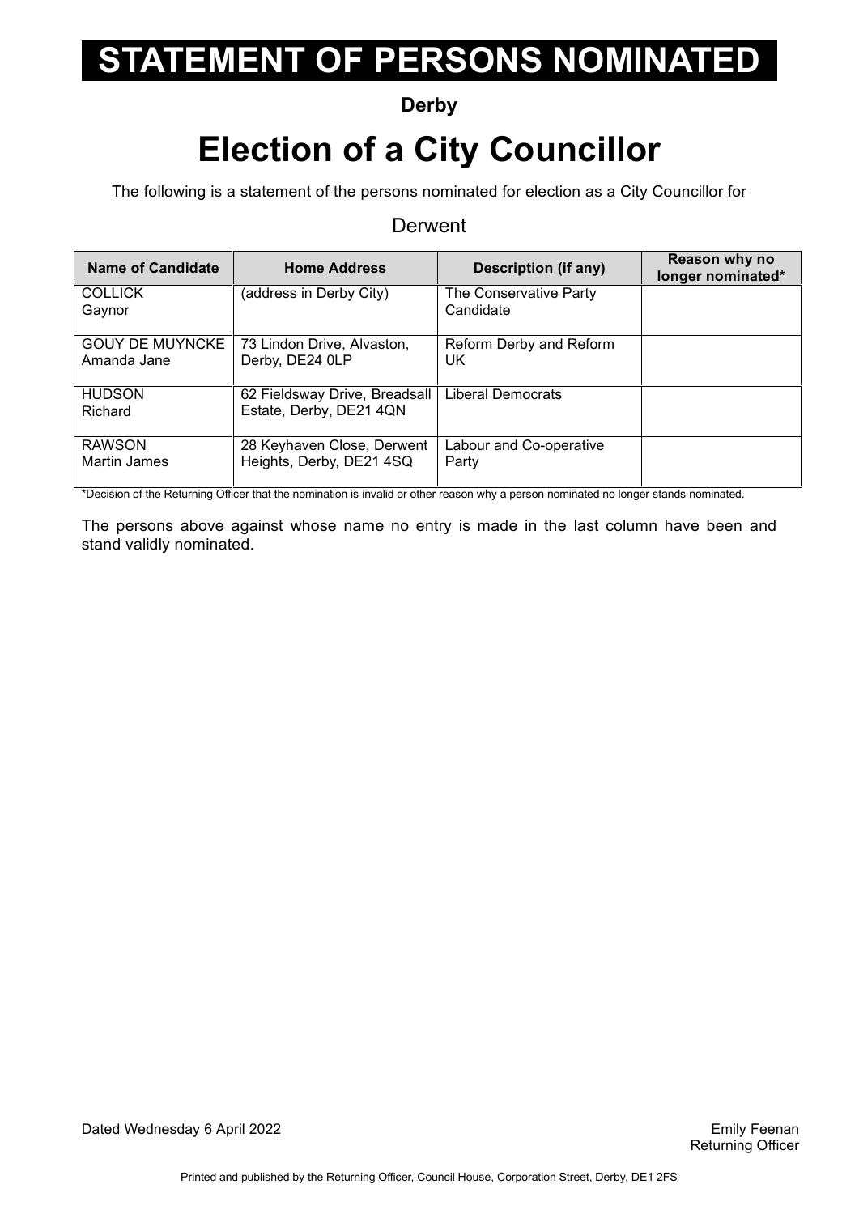# STATEMENT OF PERSONS NOMINATED

**Derby**

# Election of a City Councillor

The following is a statement of the persons nominated for election as a City Councillor for

Derwent

| Name of Candidate | Home Address | Description (if any) | Reason why no longer nominated* |
|---|---|---|---|
| COLLICK Gaynor | (address in Derby City) | The Conservative Party Candidate | |
| GOUY DE MUYNCKE Amanda Jane | 73 Lindon Drive, Alvaston, Derby, DE24 0LP | Reform Derby and Reform UK | |
| HUDSON Richard | 62 Fieldsway Drive, Breadsall Estate, Derby, DE21 4QN | Liberal Democrats | |
| RAWSON Martin James | 28 Keyhaven Close, Derwent Heights, Derby, DE21 4SQ | Labour and Co-operative Party | |

*Decision of the Returning Officer that the nomination is invalid or other reason why a person nominated no longer stands nominated.

The persons above against whose name no entry is made in the last column have been and stand validly nominated.

Dated Wednesday 6 April 2022

Emily Feenan
Returning Officer

Printed and published by the Returning Officer, Council House, Corporation Street, Derby, DE1 2FS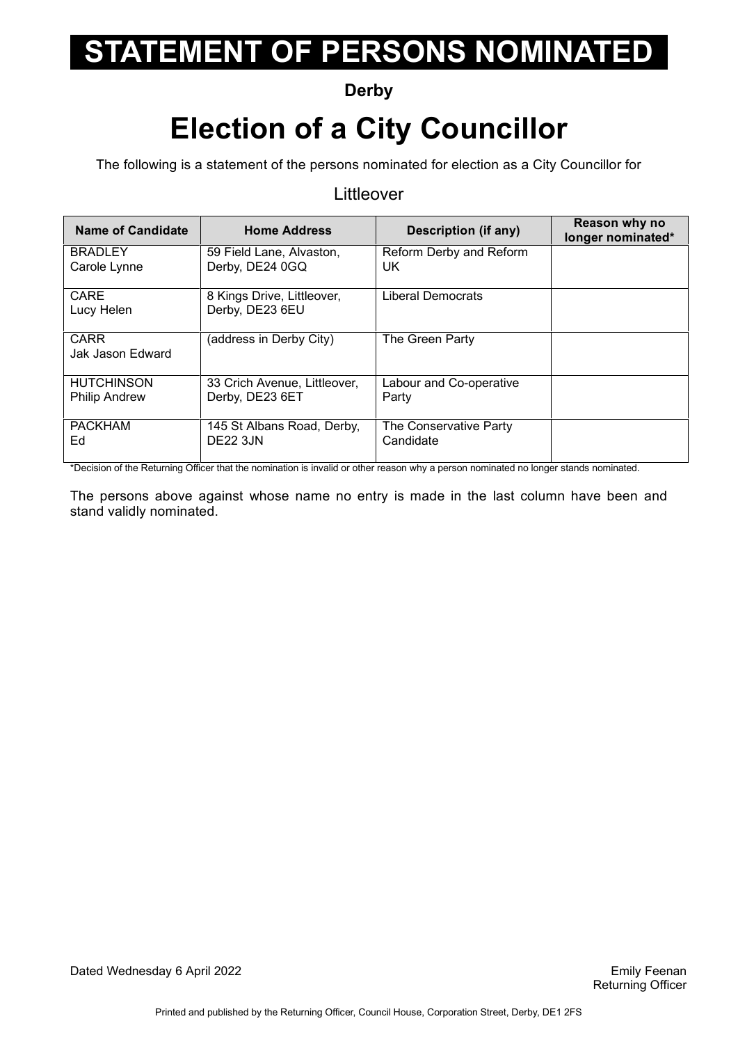# STATEMENT OF PERSONS NOMINATED

**Derby**

## Election of a City Councillor

The following is a statement of the persons nominated for election as a City Councillor for

Littleover

| Name of Candidate | Home Address | Description (if any) | Reason why no longer nominated* |
|---|---|---|---|
| BRADLEY Carole Lynne | 59 Field Lane, Alvaston, Derby, DE24 0GQ | Reform Derby and Reform UK | |
| CARE Lucy Helen | 8 Kings Drive, Littleover, Derby, DE23 6EU | Liberal Democrats | |
| CARR Jak Jason Edward | (address in Derby City) | The Green Party | |
| HUTCHINSON Philip Andrew | 33 Crich Avenue, Littleover, Derby, DE23 6ET | Labour and Co-operative Party | |
| PACKHAM Ed | 145 St Albans Road, Derby, DE22 3JN | The Conservative Party Candidate | |

*Decision of the Returning Officer that the nomination is invalid or other reason why a person nominated no longer stands nominated.

The persons above against whose name no entry is made in the last column have been and stand validly nominated.

Dated Wednesday 6 April 2022

Emily Feenan
Returning Officer

Printed and published by the Returning Officer, Council House, Corporation Street, Derby, DE1 2FS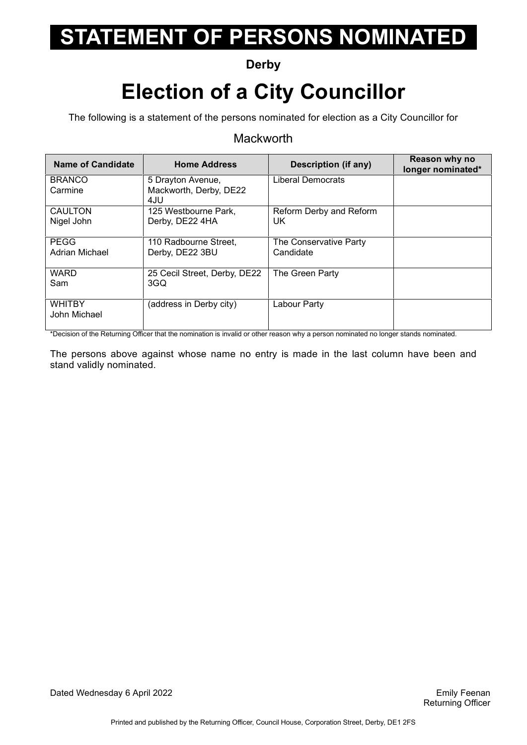# STATEMENT OF PERSONS NOMINATED

**Derby**

# Election of a City Councillor

The following is a statement of the persons nominated for election as a City Councillor for

Mackworth

| Name of Candidate | Home Address | Description (if any) | Reason why no longer nominated* |
|---|---|---|---|
| BRANCO Carmine | 5 Drayton Avenue, Mackworth, Derby, DE22 4JU | Liberal Democrats | |
| CAULTON Nigel John | 125 Westbourne Park, Derby, DE22 4HA | Reform Derby and Reform UK | |
| PEGG Adrian Michael | 110 Radbourne Street, Derby, DE22 3BU | The Conservative Party Candidate | |
| WARD Sam | 25 Cecil Street, Derby, DE22 3GQ | The Green Party | |
| WHITBY John Michael | (address in Derby city) | Labour Party | |

*Decision of the Returning Officer that the nomination is invalid or other reason why a person nominated no longer stands nominated.

The persons above against whose name no entry is made in the last column have been and stand validly nominated.

Dated Wednesday 6 April 2022

Emily Feenan
Returning Officer

Printed and published by the Returning Officer, Council House, Corporation Street, Derby, DE1 2FS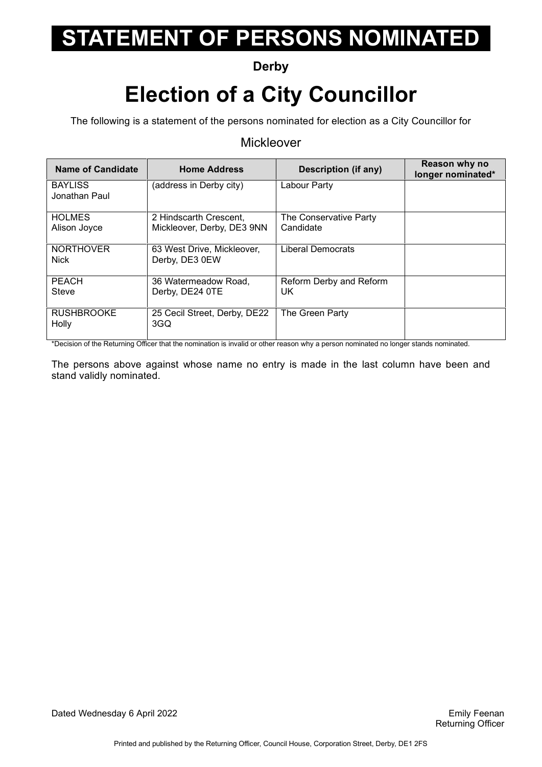# STATEMENT OF PERSONS NOMINATED

**Derby**

# Election of a City Councillor

The following is a statement of the persons nominated for election as a City Councillor for

Mickleover

| Name of Candidate | Home Address | Description (if any) | Reason why no longer nominated* |
|---|---|---|---|
| BAYLISS Jonathan Paul | (address in Derby city) | Labour Party | |
| HOLMES Alison Joyce | 2 Hindscarth Crescent, Mickleover, Derby, DE3 9NN | The Conservative Party Candidate | |
| NORTHOVER Nick | 63 West Drive, Mickleover, Derby, DE3 0EW | Liberal Democrats | |
| PEACH Steve | 36 Watermeadow Road, Derby, DE24 0TE | Reform Derby and Reform UK | |
| RUSHBROOKE Holly | 25 Cecil Street, Derby, DE22 3GQ | The Green Party | |

*Decision of the Returning Officer that the nomination is invalid or other reason why a person nominated no longer stands nominated.

The persons above against whose name no entry is made in the last column have been and stand validly nominated.

Dated Wednesday 6 April 2022

Emily Feenan
Returning Officer

Printed and published by the Returning Officer, Council House, Corporation Street, Derby, DE1 2FS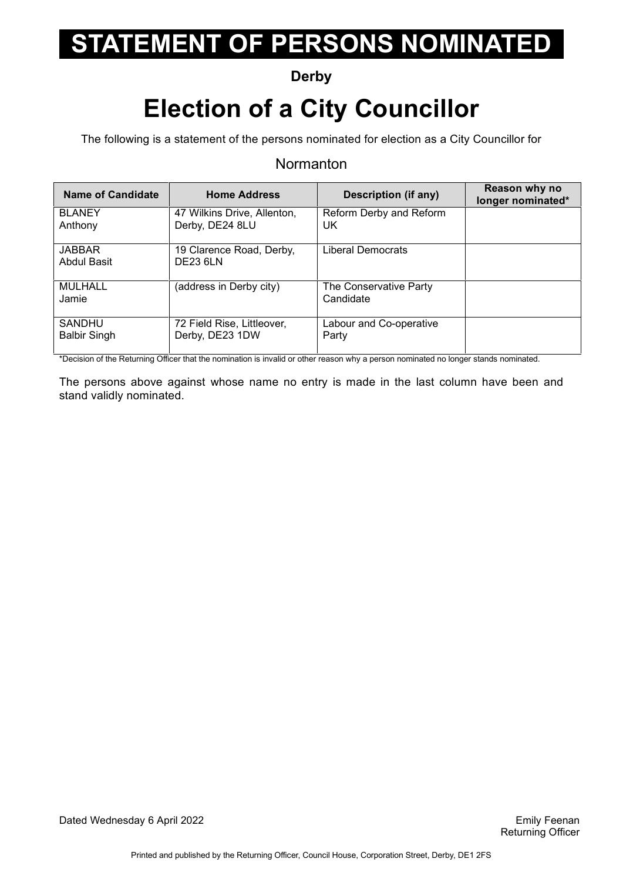# STATEMENT OF PERSONS NOMINATED

**Derby**

# Election of a City Councillor

The following is a statement of the persons nominated for election as a City Councillor for

Normanton

| Name of Candidate | Home Address | Description (if any) | Reason why no longer nominated* |
|---|---|---|---|
| BLANEY Anthony | 47 Wilkins Drive, Allenton, Derby, DE24 8LU | Reform Derby and Reform UK | |
| JABBAR Abdul Basit | 19 Clarence Road, Derby, DE23 6LN | Liberal Democrats | |
| MULHALL Jamie | (address in Derby city) | The Conservative Party Candidate | |
| SANDHU Balbir Singh | 72 Field Rise, Littleover, Derby, DE23 1DW | Labour and Co-operative Party | |

*Decision of the Returning Officer that the nomination is invalid or other reason why a person nominated no longer stands nominated.

The persons above against whose name no entry is made in the last column have been and stand validly nominated.

Dated Wednesday 6 April 2022

Emily Feenan
Returning Officer

Printed and published by the Returning Officer, Council House, Corporation Street, Derby, DE1 2FS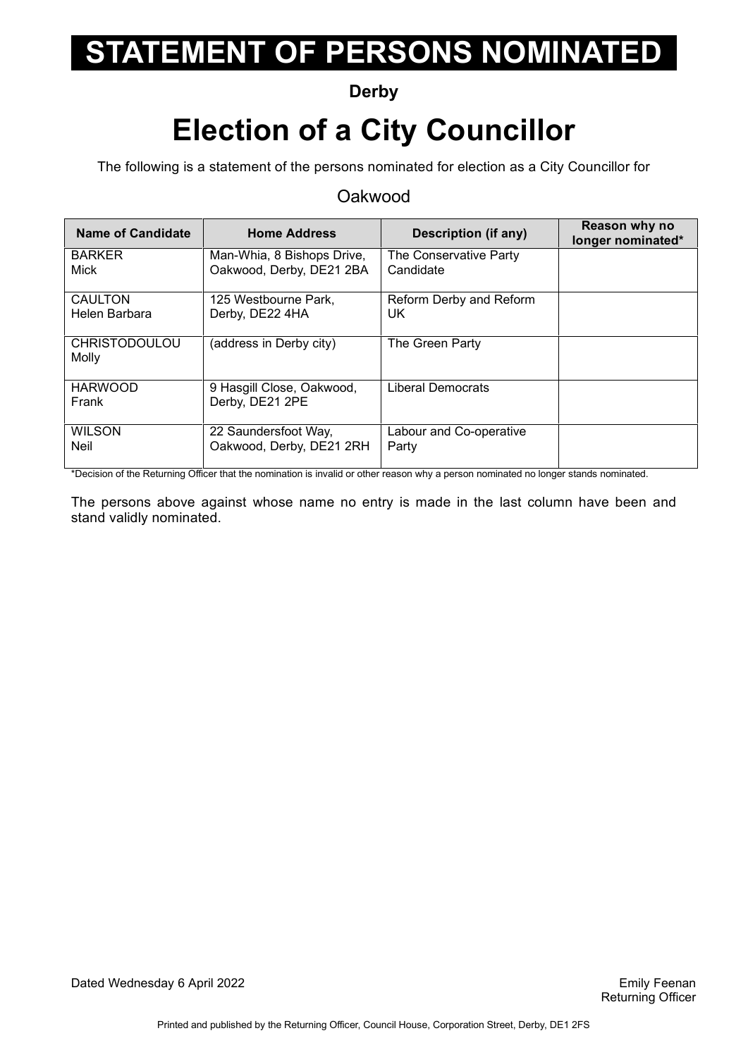# STATEMENT OF PERSONS NOMINATED

**Derby**

## Election of a City Councillor

The following is a statement of the persons nominated for election as a City Councillor for

Oakwood

| Name of Candidate | Home Address | Description (if any) | Reason why no longer nominated* |
|---|---|---|---|
| BARKER<br>Mick | Man-Whia, 8 Bishops Drive, Oakwood, Derby, DE21 2BA | The Conservative Party Candidate | |
| CAULTON<br>Helen Barbara | 125 Westbourne Park, Derby, DE22 4HA | Reform Derby and Reform UK | |
| CHRISTODOULOU<br>Molly | (address in Derby city) | The Green Party | |
| HARWOOD<br>Frank | 9 Hasgill Close, Oakwood, Derby, DE21 2PE | Liberal Democrats | |
| WILSON<br>Neil | 22 Saundersfoot Way, Oakwood, Derby, DE21 2RH | Labour and Co-operative Party | |

*Decision of the Returning Officer that the nomination is invalid or other reason why a person nominated no longer stands nominated.

The persons above against whose name no entry is made in the last column have been and stand validly nominated.

Dated Wednesday 6 April 2022

Emily Feenan
Returning Officer

Printed and published by the Returning Officer, Council House, Corporation Street, Derby, DE1 2FS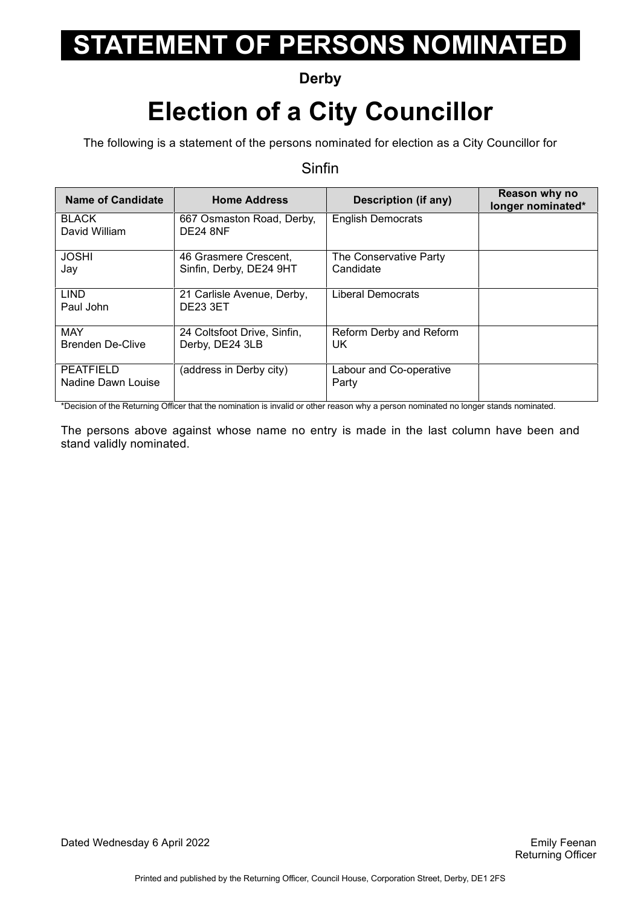# STATEMENT OF PERSONS NOMINATED

**Derby**

# Election of a City Councillor

The following is a statement of the persons nominated for election as a City Councillor for

Sinfin

| Name of Candidate | Home Address | Description (if any) | Reason why no longer nominated* |
|---|---|---|---|
| BLACK David William | 667 Osmaston Road, Derby, DE24 8NF | English Democrats | |
| JOSHI Jay | 46 Grasmere Crescent, Sinfin, Derby, DE24 9HT | The Conservative Party Candidate | |
| LIND Paul John | 21 Carlisle Avenue, Derby, DE23 3ET | Liberal Democrats | |
| MAY Brenden De-Clive | 24 Coltsfoot Drive, Sinfin, Derby, DE24 3LB | Reform Derby and Reform UK | |
| PEATFIELD Nadine Dawn Louise | (address in Derby city) | Labour and Co-operative Party | |

*Decision of the Returning Officer that the nomination is invalid or other reason why a person nominated no longer stands nominated.

The persons above against whose name no entry is made in the last column have been and stand validly nominated.

Dated Wednesday 6 April 2022

Emily Feenan
Returning Officer

Printed and published by the Returning Officer, Council House, Corporation Street, Derby, DE1 2FS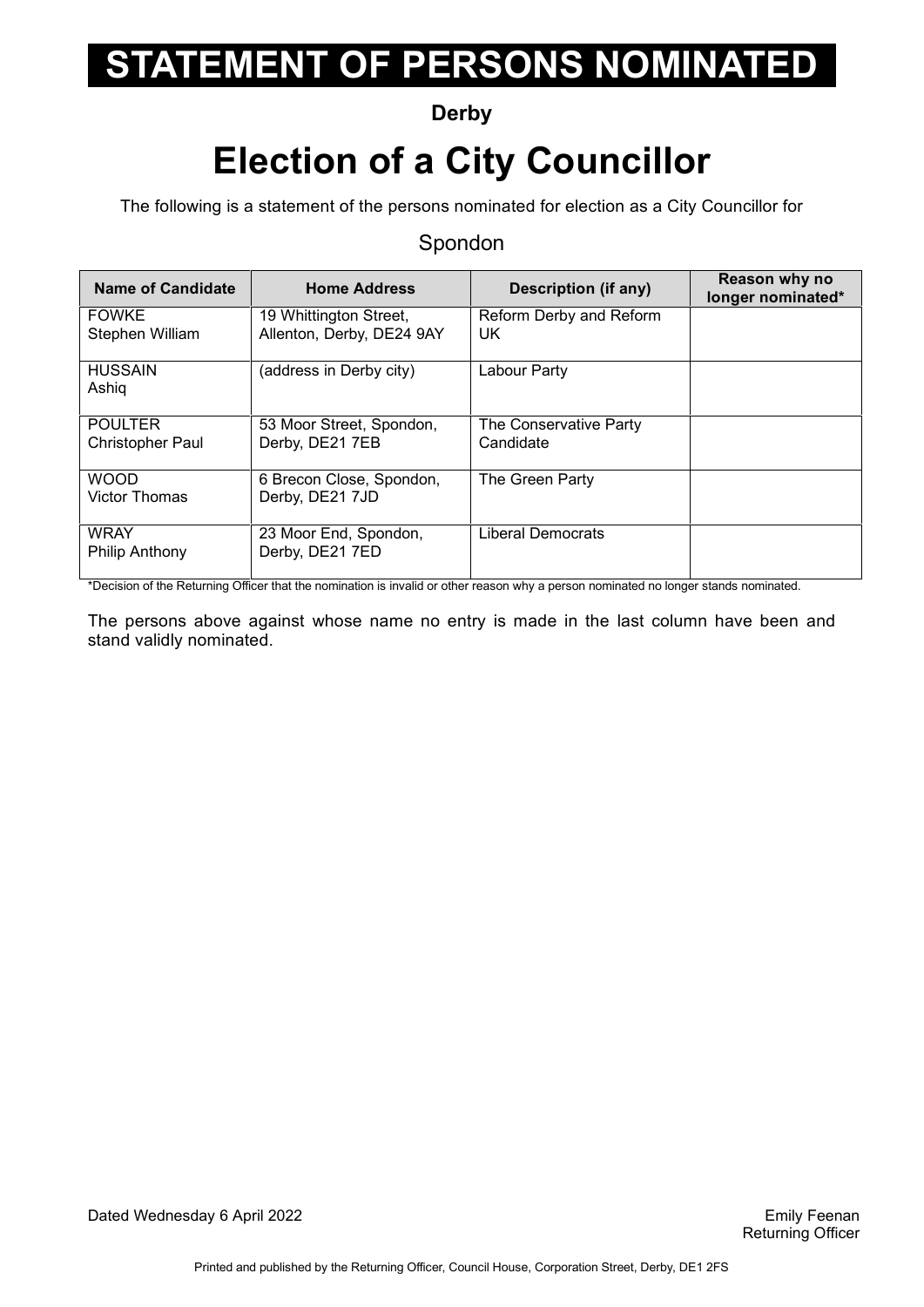# STATEMENT OF PERSONS NOMINATED

**Derby**

# Election of a City Councillor

The following is a statement of the persons nominated for election as a City Councillor for

Spondon

| Name of Candidate | Home Address | Description (if any) | Reason why no longer nominated* |
|---|---|---|---|
| FOWKE<br>Stephen William | 19 Whittington Street, Allenton, Derby, DE24 9AY | Reform Derby and Reform UK | |
| HUSSAIN<br>Ashiq | (address in Derby city) | Labour Party | |
| POULTER<br>Christopher Paul | 53 Moor Street, Spondon, Derby, DE21 7EB | The Conservative Party Candidate | |
| WOOD<br>Victor Thomas | 6 Brecon Close, Spondon, Derby, DE21 7JD | The Green Party | |
| WRAY<br>Philip Anthony | 23 Moor End, Spondon, Derby, DE21 7ED | Liberal Democrats | |

*Decision of the Returning Officer that the nomination is invalid or other reason why a person nominated no longer stands nominated.

The persons above against whose name no entry is made in the last column have been and stand validly nominated.

Dated Wednesday 6 April 2022

Emily Feenan
Returning Officer

Printed and published by the Returning Officer, Council House, Corporation Street, Derby, DE1 2FS